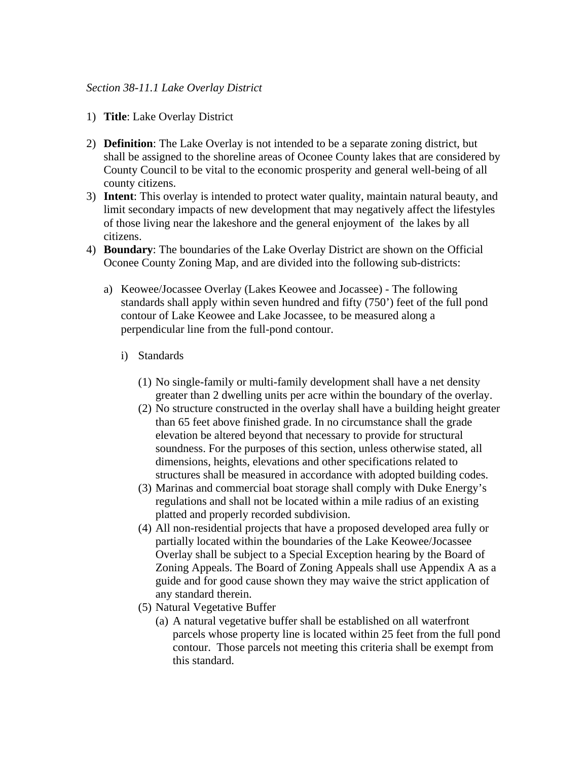*Section 38-11.1 Lake Overlay District*

1) **Title**: Lake Overlay District

2) **Definition**: The Lake Overlay is not intended to be a separate zoning district, but shall be assigned to the shoreline areas of Oconee County lakes that are considered by County Council to be vital to the economic prosperity and general well-being of all county citizens.

3) **Intent**: This overlay is intended to protect water quality, maintain natural beauty, and limit secondary impacts of new development that may negatively affect the lifestyles of those living near the lakeshore and the general enjoyment of the lakes by all citizens.

4) **Boundary**: The boundaries of the Lake Overlay District are shown on the Official Oconee County Zoning Map, and are divided into the following sub-districts:

   a) Keowee/Jocassee Overlay (Lakes Keowee and Jocassee) - The following standards shall apply within seven hundred and fifty (750') feet of the full pond contour of Lake Keowee and Lake Jocassee, to be measured along a perpendicular line from the full-pond contour.

      i) Standards

         (1) No single-family or multi-family development shall have a net density greater than 2 dwelling units per acre within the boundary of the overlay.

         (2) No structure constructed in the overlay shall have a building height greater than 65 feet above finished grade. In no circumstance shall the grade elevation be altered beyond that necessary to provide for structural soundness. For the purposes of this section, unless otherwise stated, all dimensions, heights, elevations and other specifications related to structures shall be measured in accordance with adopted building codes.

         (3) Marinas and commercial boat storage shall comply with Duke Energy's regulations and shall not be located within a mile radius of an existing platted and properly recorded subdivision.

         (4) All non-residential projects that have a proposed developed area fully or partially located within the boundaries of the Lake Keowee/Jocassee Overlay shall be subject to a Special Exception hearing by the Board of Zoning Appeals. The Board of Zoning Appeals shall use Appendix A as a guide and for good cause shown they may waive the strict application of any standard therein.

         (5) Natural Vegetative Buffer

            (a) A natural vegetative buffer shall be established on all waterfront parcels whose property line is located within 25 feet from the full pond contour. Those parcels not meeting this criteria shall be exempt from this standard.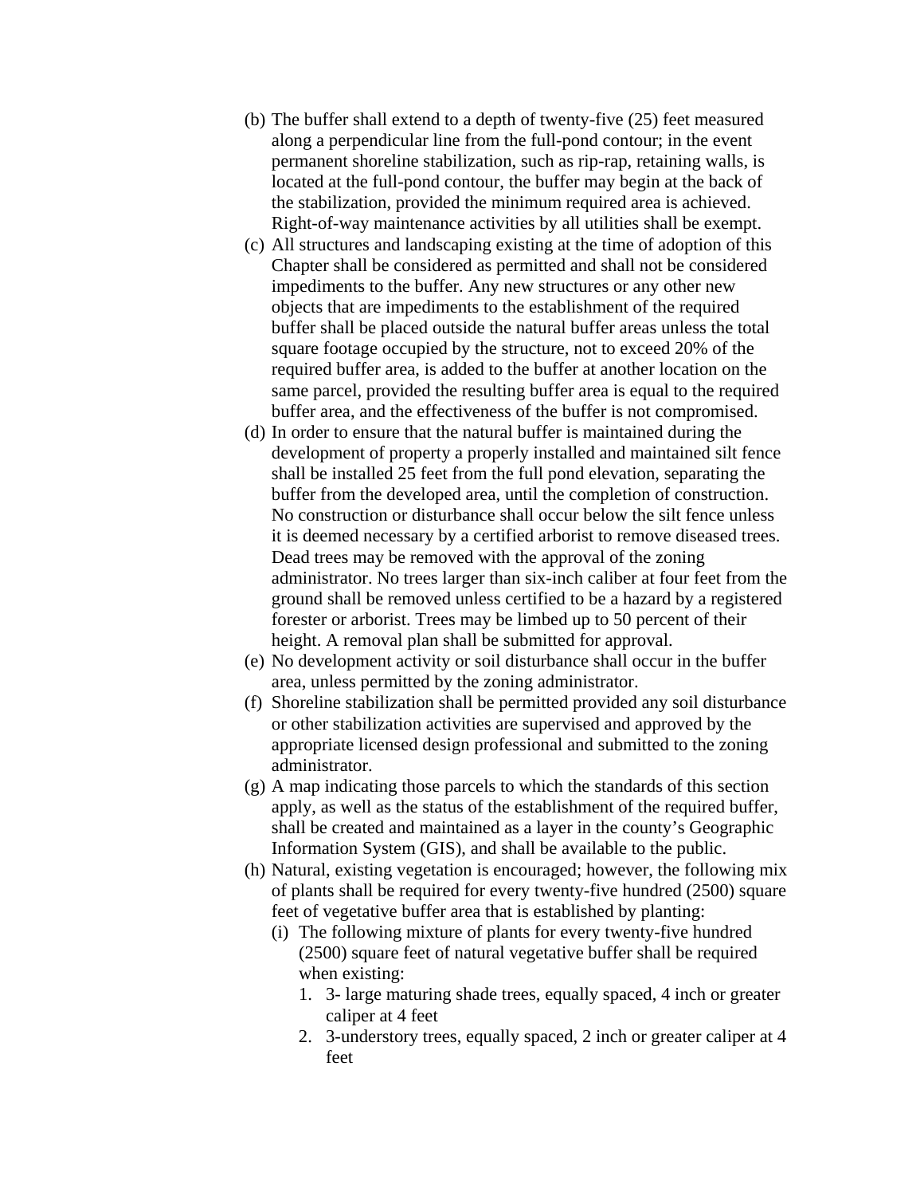(b) The buffer shall extend to a depth of twenty-five (25) feet measured along a perpendicular line from the full-pond contour; in the event permanent shoreline stabilization, such as rip-rap, retaining walls, is located at the full-pond contour, the buffer may begin at the back of the stabilization, provided the minimum required area is achieved. Right-of-way maintenance activities by all utilities shall be exempt.

(c) All structures and landscaping existing at the time of adoption of this Chapter shall be considered as permitted and shall not be considered impediments to the buffer. Any new structures or any other new objects that are impediments to the establishment of the required buffer shall be placed outside the natural buffer areas unless the total square footage occupied by the structure, not to exceed 20% of the required buffer area, is added to the buffer at another location on the same parcel, provided the resulting buffer area is equal to the required buffer area, and the effectiveness of the buffer is not compromised.

(d) In order to ensure that the natural buffer is maintained during the development of property a properly installed and maintained silt fence shall be installed 25 feet from the full pond elevation, separating the buffer from the developed area, until the completion of construction. No construction or disturbance shall occur below the silt fence unless it is deemed necessary by a certified arborist to remove diseased trees. Dead trees may be removed with the approval of the zoning administrator. No trees larger than six-inch caliber at four feet from the ground shall be removed unless certified to be a hazard by a registered forester or arborist. Trees may be limbed up to 50 percent of their height. A removal plan shall be submitted for approval.

(e) No development activity or soil disturbance shall occur in the buffer area, unless permitted by the zoning administrator.

(f) Shoreline stabilization shall be permitted provided any soil disturbance or other stabilization activities are supervised and approved by the appropriate licensed design professional and submitted to the zoning administrator.

(g) A map indicating those parcels to which the standards of this section apply, as well as the status of the establishment of the required buffer, shall be created and maintained as a layer in the county's Geographic Information System (GIS), and shall be available to the public.

(h) Natural, existing vegetation is encouraged; however, the following mix of plants shall be required for every twenty-five hundred (2500) square feet of vegetative buffer area that is established by planting:

  (i) The following mixture of plants for every twenty-five hundred (2500) square feet of natural vegetative buffer shall be required when existing:

    1. 3- large maturing shade trees, equally spaced, 4 inch or greater caliper at 4 feet
    2. 3-understory trees, equally spaced, 2 inch or greater caliper at 4 feet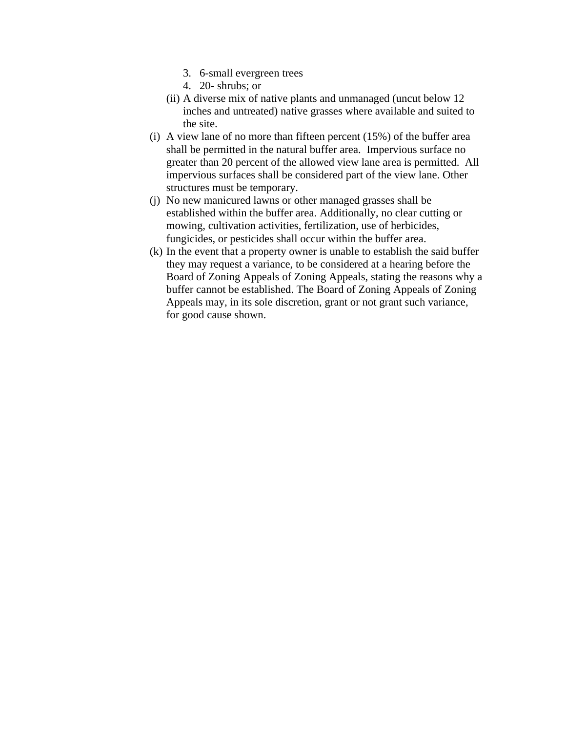3. 6-small evergreen trees
4. 20- shrubs; or

(ii) A diverse mix of native plants and unmanaged (uncut below 12 inches and untreated) native grasses where available and suited to the site.

(i) A view lane of no more than fifteen percent (15%) of the buffer area shall be permitted in the natural buffer area. Impervious surface no greater than 20 percent of the allowed view lane area is permitted. All impervious surfaces shall be considered part of the view lane. Other structures must be temporary.

(j) No new manicured lawns or other managed grasses shall be established within the buffer area. Additionally, no clear cutting or mowing, cultivation activities, fertilization, use of herbicides, fungicides, or pesticides shall occur within the buffer area.

(k) In the event that a property owner is unable to establish the said buffer they may request a variance, to be considered at a hearing before the Board of Zoning Appeals of Zoning Appeals, stating the reasons why a buffer cannot be established. The Board of Zoning Appeals of Zoning Appeals may, in its sole discretion, grant or not grant such variance, for good cause shown.